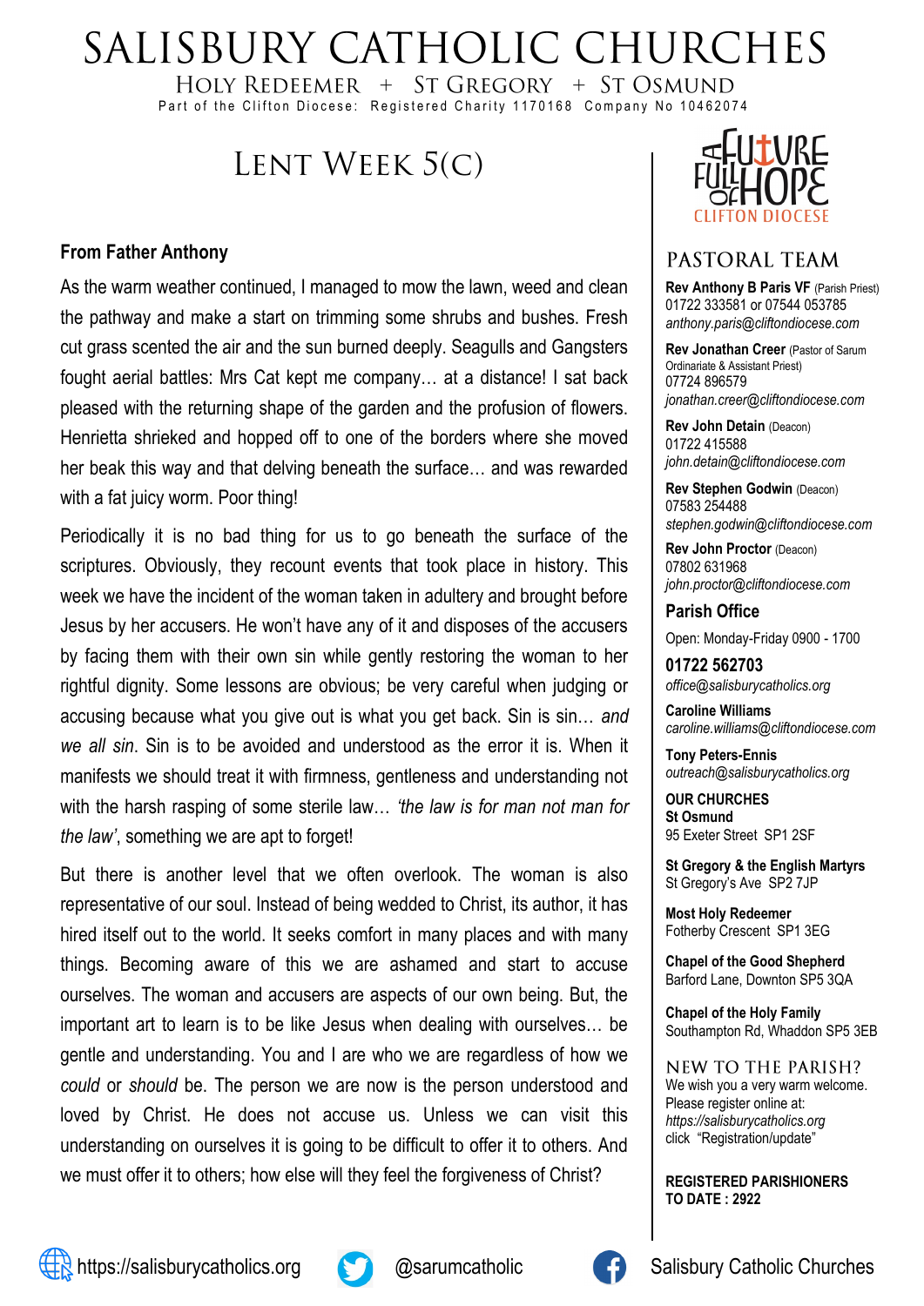# SALISBURY CATHOLIC CHURCHES

HOLY REDEEMER + ST GREGORY + ST OSMUND

Part of the Clifton Diocese: Registered Charity 1170168 Company No 10462074

## LENT WEEK 5(C)

### From Father Anthony

As the warm weather continued, I managed to mow the lawn, weed and clean the pathway and make a start on trimming some shrubs and bushes. Fresh cut grass scented the air and the sun burned deeply. Seagulls and Gangsters fought aerial battles: Mrs Cat kept me company… at a distance! I sat back pleased with the returning shape of the garden and the profusion of flowers. Henrietta shrieked and hopped off to one of the borders where she moved her beak this way and that delving beneath the surface… and was rewarded with a fat juicy worm. Poor thing!

Periodically it is no bad thing for us to go beneath the surface of the scriptures. Obviously, they recount events that took place in history. This week we have the incident of the woman taken in adultery and brought before Jesus by her accusers. He won't have any of it and disposes of the accusers by facing them with their own sin while gently restoring the woman to her rightful dignity. Some lessons are obvious; be very careful when judging or accusing because what you give out is what you get back. Sin is sin… *and we all sin*. Sin is to be avoided and understood as the error it is. When it manifests we should treat it with firmness, gentleness and understanding not with the harsh rasping of some sterile law… *'the law is for man not man for the law'*, something we are apt to forget!

But there is another level that we often overlook. The woman is also representative of our soul. Instead of being wedded to Christ, its author, it has hired itself out to the world. It seeks comfort in many places and with many things. Becoming aware of this we are ashamed and start to accuse ourselves. The woman and accusers are aspects of our own being. But, the important art to learn is to be like Jesus when dealing with ourselves… be gentle and understanding. You and I are who we are regardless of how we *could* or *should* be. The person we are now is the person understood and loved by Christ. He does not accuse us. Unless we can visit this understanding on ourselves it is going to be difficult to offer it to others. And we must offer it to others; how else will they feel the forgiveness of Christ?

A FUTURE FULL OF HOPE
CLIFTON DIOCESE

## PASTORAL TEAM

**Rev Anthony B Paris VF** (Parish Priest)
01722 333581 or 07544 053785
*anthony.paris@cliftondiocese.com*

**Rev Jonathan Creer** (Pastor of Sarum Ordinariate & Assistant Priest)
07724 896579
*jonathan.creer@cliftondiocese.com*

**Rev John Detain** (Deacon)
01722 415588
*john.detain@cliftondiocese.com*

**Rev Stephen Godwin** (Deacon)
07583 254488
*stephen.godwin@cliftondiocese.com*

**Rev John Proctor** (Deacon)
07802 631968
*john.proctor@cliftondiocese.com*

### Parish Office

Open: Monday-Friday 0900 - 1700

**01722 562703**
*office@salisburycatholics.org*

**Caroline Williams**
*caroline.williams@cliftondiocese.com*

**Tony Peters-Ennis**
*outreach@salisburycatholics.org*

**OUR CHURCHES**

**St Osmund**
95 Exeter Street SP1 2SF

**St Gregory & the English Martyrs**
St Gregory's Ave SP2 7JP

**Most Holy Redeemer**
Fotherby Crescent SP1 3EG

**Chapel of the Good Shepherd**
Barford Lane, Downton SP5 3QA

**Chapel of the Holy Family**
Southampton Rd, Whaddon SP5 3EB

## NEW TO THE PARISH?

We wish you a very warm welcome. Please register online at: *https://salisburycatholics.org* click "Registration/update"

**REGISTERED PARISHIONERS TO DATE : 2922**

https://salisburycatholics.org | @sarumcatholic | Salisbury Catholic Churches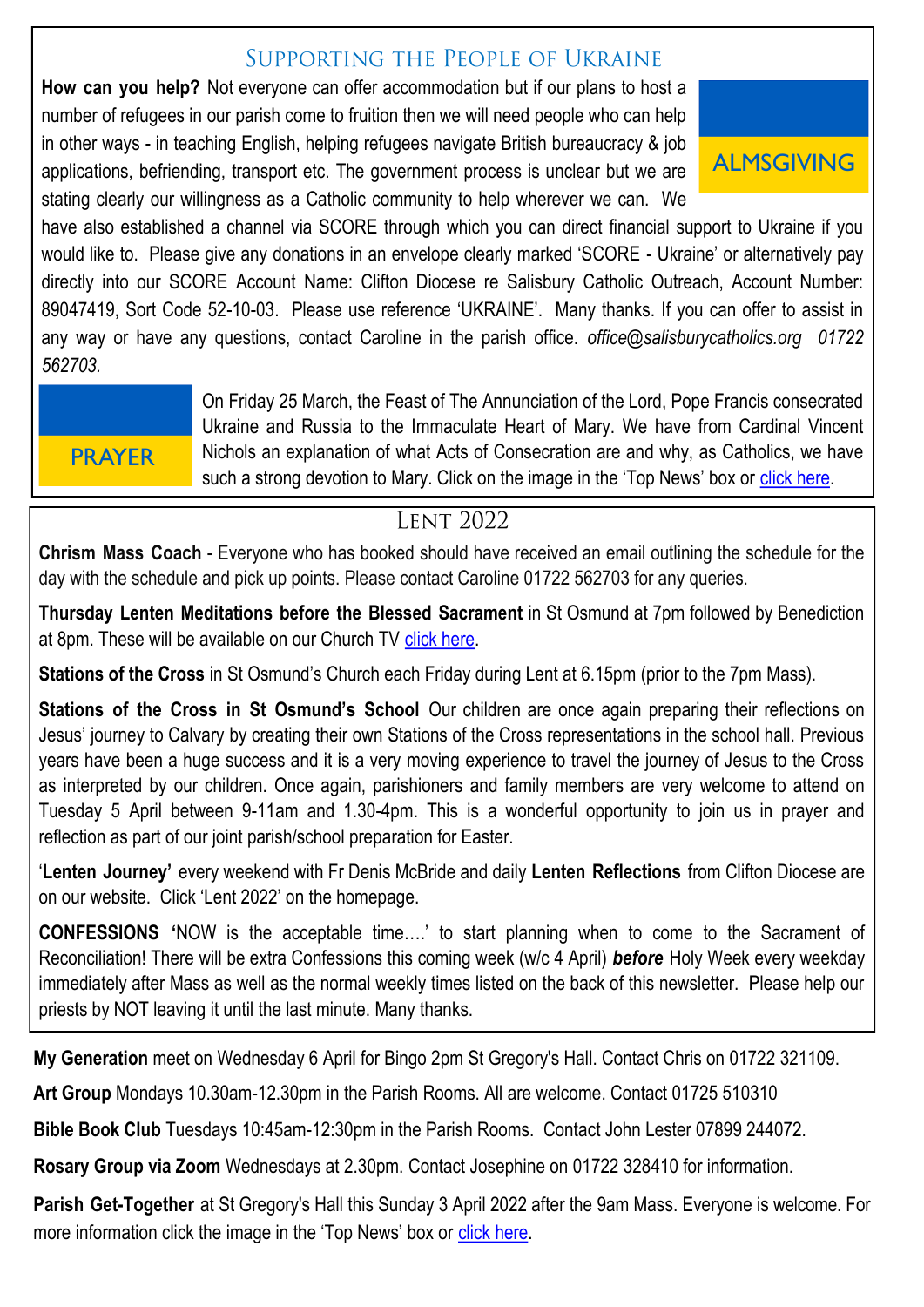## Supporting the People of Ukraine

ALMSGIVING

**How can you help?** Not everyone can offer accommodation but if our plans to host a number of refugees in our parish come to fruition then we will need people who can help in other ways - in teaching English, helping refugees navigate British bureaucracy & job applications, befriending, transport etc. The government process is unclear but we are stating clearly our willingness as a Catholic community to help wherever we can. We have also established a channel via SCORE through which you can direct financial support to Ukraine if you would like to. Please give any donations in an envelope clearly marked 'SCORE - Ukraine' or alternatively pay directly into our SCORE Account Name: Clifton Diocese re Salisbury Catholic Outreach, Account Number: 89047419, Sort Code 52-10-03. Please use reference 'UKRAINE'. Many thanks. If you can offer to assist in any way or have any questions, contact Caroline in the parish office. *office@salisburycatholics.org 01722 562703.*

PRAYER

On Friday 25 March, the Feast of The Annunciation of the Lord, Pope Francis consecrated Ukraine and Russia to the Immaculate Heart of Mary. We have from Cardinal Vincent Nichols an explanation of what Acts of Consecration are and why, as Catholics, we have such a strong devotion to Mary. Click on the image in the 'Top News' box or click here.

## Lent 2022

**Chrism Mass Coach** - Everyone who has booked should have received an email outlining the schedule for the day with the schedule and pick up points. Please contact Caroline 01722 562703 for any queries.

**Thursday Lenten Meditations before the Blessed Sacrament** in St Osmund at 7pm followed by Benediction at 8pm. These will be available on our Church TV click here.

**Stations of the Cross** in St Osmund's Church each Friday during Lent at 6.15pm (prior to the 7pm Mass).

**Stations of the Cross in St Osmund's School** Our children are once again preparing their reflections on Jesus' journey to Calvary by creating their own Stations of the Cross representations in the school hall. Previous years have been a huge success and it is a very moving experience to travel the journey of Jesus to the Cross as interpreted by our children. Once again, parishioners and family members are very welcome to attend on Tuesday 5 April between 9-11am and 1.30-4pm. This is a wonderful opportunity to join us in prayer and reflection as part of our joint parish/school preparation for Easter.

'**Lenten Journey'** every weekend with Fr Denis McBride and daily **Lenten Reflections** from Clifton Diocese are on our website. Click 'Lent 2022' on the homepage.

**CONFESSIONS '**NOW is the acceptable time….' to start planning when to come to the Sacrament of Reconciliation! There will be extra Confessions this coming week (w/c 4 April) ***before*** Holy Week every weekday immediately after Mass as well as the normal weekly times listed on the back of this newsletter. Please help our priests by NOT leaving it until the last minute. Many thanks.

**My Generation** meet on Wednesday 6 April for Bingo 2pm St Gregory's Hall. Contact Chris on 01722 321109.

**Art Group** Mondays 10.30am-12.30pm in the Parish Rooms. All are welcome. Contact 01725 510310

**Bible Book Club** Tuesdays 10:45am-12:30pm in the Parish Rooms. Contact John Lester 07899 244072.

**Rosary Group via Zoom** Wednesdays at 2.30pm. Contact Josephine on 01722 328410 for information.

**Parish Get-Together** at St Gregory's Hall this Sunday 3 April 2022 after the 9am Mass. Everyone is welcome. For more information click the image in the 'Top News' box or click here.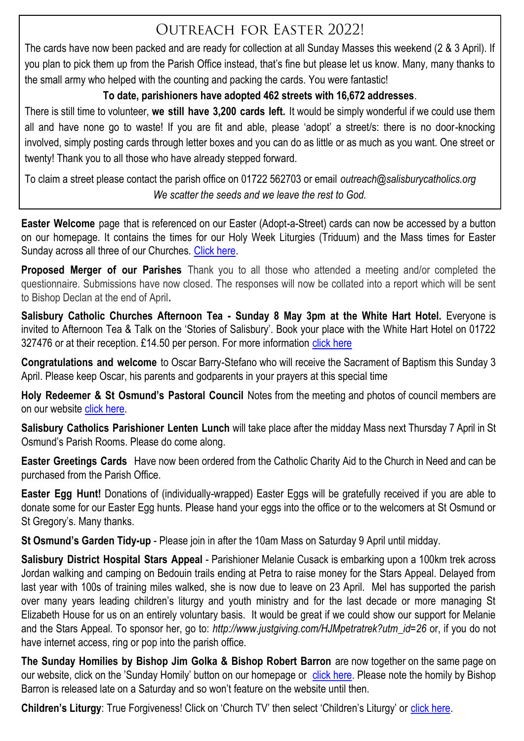# Outreach for Easter 2022!

The cards have now been packed and are ready for collection at all Sunday Masses this weekend (2 & 3 April). If you plan to pick them up from the Parish Office instead, that's fine but please let us know. Many, many thanks to the small army who helped with the counting and packing the cards. You were fantastic!

**To date, parishioners have adopted 462 streets with 16,672 addresses**.

There is still time to volunteer, **we still have 3,200 cards left.** It would be simply wonderful if we could use them all and have none go to waste! If you are fit and able, please 'adopt' a street/s: there is no door-knocking involved, simply posting cards through letter boxes and you can do as little or as much as you want. One street or twenty! Thank you to all those who have already stepped forward.

To claim a street please contact the parish office on 01722 562703 or email *outreach@salisburycatholics.org*

*We scatter the seeds and we leave the rest to God.*

**Easter Welcome** page that is referenced on our Easter (Adopt-a-Street) cards can now be accessed by a button on our homepage. It contains the times for our Holy Week Liturgies (Triduum) and the Mass times for Easter Sunday across all three of our Churches. Click here.

**Proposed Merger of our Parishes** Thank you to all those who attended a meeting and/or completed the questionnaire. Submissions have now closed. The responses will now be collated into a report which will be sent to Bishop Declan at the end of April.

**Salisbury Catholic Churches Afternoon Tea - Sunday 8 May 3pm at the White Hart Hotel.** Everyone is invited to Afternoon Tea & Talk on the 'Stories of Salisbury'. Book your place with the White Hart Hotel on 01722 327476 or at their reception. £14.50 per person. For more information click here

**Congratulations and welcome** to Oscar Barry-Stefano who will receive the Sacrament of Baptism this Sunday 3 April. Please keep Oscar, his parents and godparents in your prayers at this special time

**Holy Redeemer & St Osmund's Pastoral Council** Notes from the meeting and photos of council members are on our website click here.

**Salisbury Catholics Parishioner Lenten Lunch** will take place after the midday Mass next Thursday 7 April in St Osmund's Parish Rooms. Please do come along.

**Easter Greetings Cards** Have now been ordered from the Catholic Charity Aid to the Church in Need and can be purchased from the Parish Office.

**Easter Egg Hunt!** Donations of (individually-wrapped) Easter Eggs will be gratefully received if you are able to donate some for our Easter Egg hunts. Please hand your eggs into the office or to the welcomers at St Osmund or St Gregory's. Many thanks.

**St Osmund's Garden Tidy-up** - Please join in after the 10am Mass on Saturday 9 April until midday.

**Salisbury District Hospital Stars Appeal** - Parishioner Melanie Cusack is embarking upon a 100km trek across Jordan walking and camping on Bedouin trails ending at Petra to raise money for the Stars Appeal. Delayed from last year with 100s of training miles walked, she is now due to leave on 23 April. Mel has supported the parish over many years leading children's liturgy and youth ministry and for the last decade or more managing St Elizabeth House for us on an entirely voluntary basis. It would be great if we could show our support for Melanie and the Stars Appeal. To sponsor her, go to: *http://www.justgiving.com/HJMpetratrek?utm_id=26* or, if you do not have internet access, ring or pop into the parish office.

**The Sunday Homilies by Bishop Jim Golka & Bishop Robert Barron** are now together on the same page on our website, click on the 'Sunday Homily' button on our homepage or click here. Please note the homily by Bishop Barron is released late on a Saturday and so won't feature on the website until then.

**Children's Liturgy**: True Forgiveness! Click on 'Church TV' then select 'Children's Liturgy' or click here.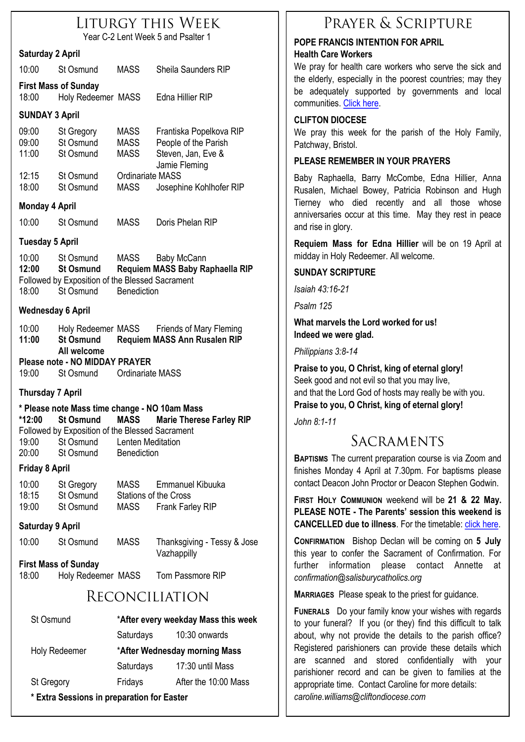# Liturgy this Week

Year C-2 Lent Week 5 and Psalter 1

### Saturday 2 April

| | | | |
|---|---|---|---|
| 10:00 | St Osmund | MASS | Sheila Saunders RIP |

**First Mass of Sunday**

| | | | |
|---|---|---|---|
| 18:00 | Holy Redeemer | MASS | Edna Hillier RIP |

### SUNDAY 3 April

| | | | |
|---|---|---|---|
| 09:00 | St Gregory | MASS | Frantiska Popelkova RIP |
| 09:00 | St Osmund | MASS | People of the Parish |
| 11:00 | St Osmund | MASS | Steven, Jan, Eve & Jamie Fleming |
| 12:15 | St Osmund | Ordinariate MASS | |
| 18:00 | St Osmund | MASS | Josephine Kohlhofer RIP |

### Monday 4 April

| | | | |
|---|---|---|---|
| 10:00 | St Osmund | MASS | Doris Phelan RIP |

### Tuesday 5 April

| | | | |
|---|---|---|---|
| 10:00 | St Osmund | MASS | Baby McCann |
| **12:00** | **St Osmund** | **Requiem MASS Baby Raphaella RIP** | |

Followed by Exposition of the Blessed Sacrament

| | | | |
|---|---|---|---|
| 18:00 | St Osmund | Benediction | |

### Wednesday 6 April

| | | | |
|---|---|---|---|
| 10:00 | Holy Redeemer | MASS | Friends of Mary Fleming |
| **11:00** | **St Osmund** | **Requiem MASS Ann Rusalen RIP** | |
| | **All welcome** | | |

**Please note - NO MIDDAY PRAYER**

| | | | |
|---|---|---|---|
| 19:00 | St Osmund | Ordinariate MASS | |

### Thursday 7 April

**\* Please note Mass time change - NO 10am Mass**

| | | | |
|---|---|---|---|
| **\*12:00** | **St Osmund** | **MASS** | **Marie Therese Farley RIP** |

Followed by Exposition of the Blessed Sacrament

| | | | |
|---|---|---|---|
| 19:00 | St Osmund | Lenten Meditation | |
| 20:00 | St Osmund | Benediction | |

### Friday 8 April

| | | | |
|---|---|---|---|
| 10:00 | St Gregory | MASS | Emmanuel Kibuuka |
| 18:15 | St Osmund | Stations of the Cross | |
| 19:00 | St Osmund | MASS | Frank Farley RIP |

### Saturday 9 April

| | | | |
|---|---|---|---|
| 10:00 | St Osmund | MASS | Thanksgiving - Tessy & Jose Vazhappilly |

**First Mass of Sunday**

| | | | |
|---|---|---|---|
| 18:00 | Holy Redeemer | MASS | Tom Passmore RIP |

# Reconciliation

| | | |
|---|---|---|
| St Osmund | *After every weekday Mass this week** | |
| | Saturdays | 10:30 onwards |
| Holy Redeemer | *After Wednesday morning Mass** | |
| | Saturdays | 17:30 until Mass |
| St Gregory | Fridays | After the 10:00 Mass |

**\* Extra Sessions in preparation for Easter**

# Prayer & Scripture

### POPE FRANCIS INTENTION FOR APRIL
**Health Care Workers**

We pray for health care workers who serve the sick and the elderly, especially in the poorest countries; may they be adequately supported by governments and local communities. Click here.

### CLIFTON DIOCESE

We pray this week for the parish of the Holy Family, Patchway, Bristol.

### PLEASE REMEMBER IN YOUR PRAYERS

Baby Raphaella, Barry McCombe, Edna Hillier, Anna Rusalen, Michael Bowey, Patricia Robinson and Hugh Tierney who died recently and all those whose anniversaries occur at this time. May they rest in peace and rise in glory.

**Requiem Mass for Edna Hillier** will be on 19 April at midday in Holy Redeemer. All welcome.

### SUNDAY SCRIPTURE

*Isaiah 43:16-21*

*Psalm 125*

**What marvels the Lord worked for us!**
**Indeed we were glad.**

*Philippians 3:8-14*

**Praise to you, O Christ, king of eternal glory!**
Seek good and not evil so that you may live,
and that the Lord God of hosts may really be with you.
**Praise to you, O Christ, king of eternal glory!**

*John 8:1-11*

# Sacraments

**Baptisms** The current preparation course is via Zoom and finishes Monday 4 April at 7.30pm. For baptisms please contact Deacon John Proctor or Deacon Stephen Godwin.

**First Holy Communion** weekend will be **21 & 22 May. PLEASE NOTE - The Parents' session this weekend is CANCELLED due to illness**. For the timetable: click here.

**Confirmation** Bishop Declan will be coming on **5 July** this year to confer the Sacrament of Confirmation. For further information please contact Annette at *confirmation@salisburycatholics.org*

**Marriages** Please speak to the priest for guidance.

**Funerals** Do your family know your wishes with regards to your funeral? If you (or they) find this difficult to talk about, why not provide the details to the parish office? Registered parishioners can provide these details which are scanned and stored confidentially with your parishioner record and can be given to families at the appropriate time. Contact Caroline for more details: *caroline.williams@cliftondiocese.com*